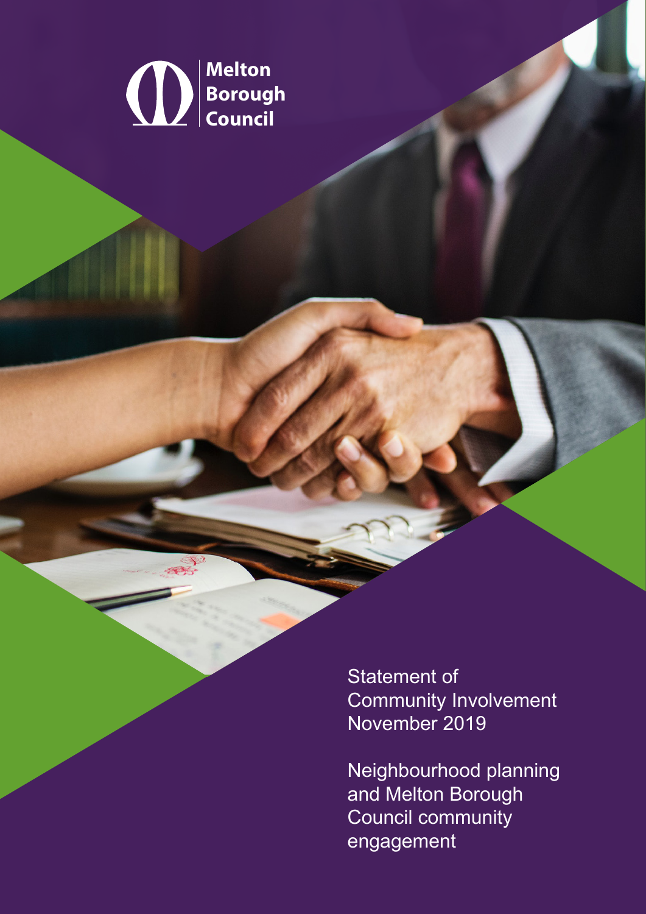Melton Borough Council

# Statement of Community Involvement November 2019

## Neighbourhood planning and Melton Borough Council community engagement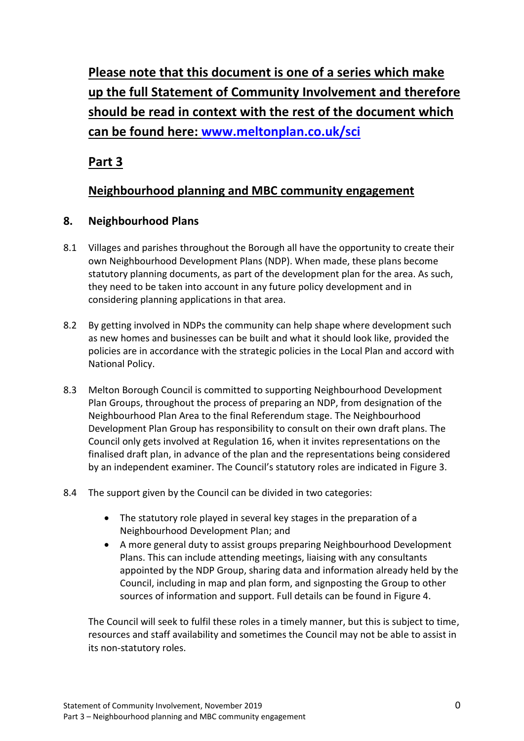**Please note that this document is one of a series which make up the full Statement of Community Involvement and therefore should be read in context with the rest of the document which can be found here: [www.meltonplan.co.uk/sci](http://www.meltonplan.co.uk/sci)**

## Part 3

## Neighbourhood planning and MBC community engagement

### 8. Neighbourhood Plans

8.1 Villages and parishes throughout the Borough all have the opportunity to create their own Neighbourhood Development Plans (NDP). When made, these plans become statutory planning documents, as part of the development plan for the area. As such, they need to be taken into account in any future policy development and in considering planning applications in that area.

8.2 By getting involved in NDPs the community can help shape where development such as new homes and businesses can be built and what it should look like, provided the policies are in accordance with the strategic policies in the Local Plan and accord with National Policy.

8.3 Melton Borough Council is committed to supporting Neighbourhood Development Plan Groups, throughout the process of preparing an NDP, from designation of the Neighbourhood Plan Area to the final Referendum stage. The Neighbourhood Development Plan Group has responsibility to consult on their own draft plans. The Council only gets involved at Regulation 16, when it invites representations on the finalised draft plan, in advance of the plan and the representations being considered by an independent examiner. The Council's statutory roles are indicated in Figure 3.

8.4 The support given by the Council can be divided in two categories:

- The statutory role played in several key stages in the preparation of a Neighbourhood Development Plan; and
- A more general duty to assist groups preparing Neighbourhood Development Plans. This can include attending meetings, liaising with any consultants appointed by the NDP Group, sharing data and information already held by the Council, including in map and plan form, and signposting the Group to other sources of information and support. Full details can be found in Figure 4.

The Council will seek to fulfil these roles in a timely manner, but this is subject to time, resources and staff availability and sometimes the Council may not be able to assist in its non-statutory roles.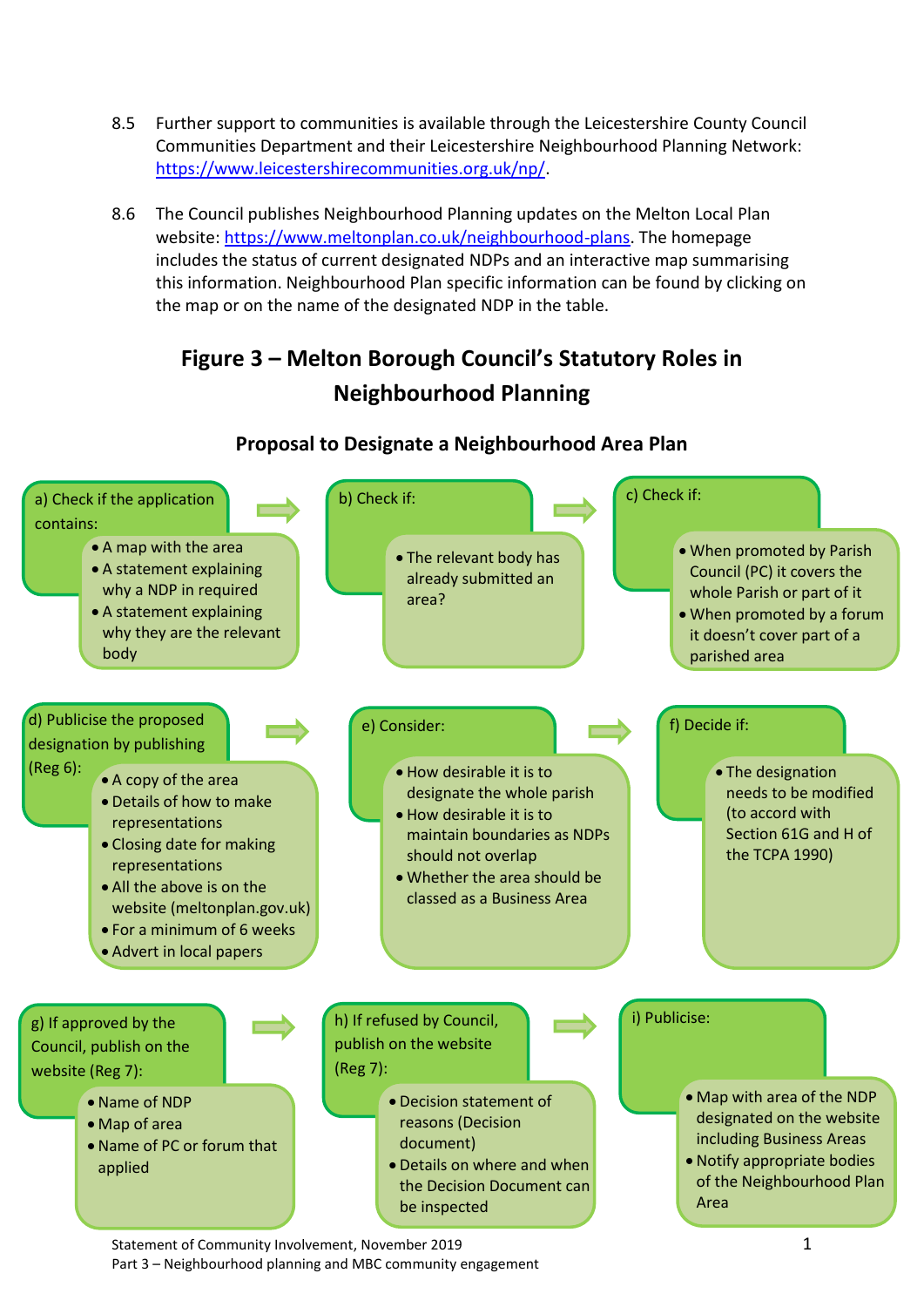8.5 Further support to communities is available through the Leicestershire County Council Communities Department and their Leicestershire Neighbourhood Planning Network: https://www.leicestershirecommunities.org.uk/np/.

8.6 The Council publishes Neighbourhood Planning updates on the Melton Local Plan website: https://www.meltonplan.co.uk/neighbourhood-plans. The homepage includes the status of current designated NDPs and an interactive map summarising this information. Neighbourhood Plan specific information can be found by clicking on the map or on the name of the designated NDP in the table.

## Figure 3 – Melton Borough Council's Statutory Roles in Neighbourhood Planning

### Proposal to Designate a Neighbourhood Area Plan

a) Check if the application contains:
- A map with the area
- A statement explaining why a NDP in required
- A statement explaining why they are the relevant body

b) Check if:
- The relevant body has already submitted an area?

c) Check if:
- When promoted by Parish Council (PC) it covers the whole Parish or part of it
- When promoted by a forum it doesn't cover part of a parished area

d) Publicise the proposed designation by publishing (Reg 6):
- A copy of the area
- Details of how to make representations
- Closing date for making representations
- All the above is on the website (meltonplan.gov.uk)
- For a minimum of 6 weeks
- Advert in local papers

e) Consider:
- How desirable it is to designate the whole parish
- How desirable it is to maintain boundaries as NDPs should not overlap
- Whether the area should be classed as a Business Area

f) Decide if:
- The designation needs to be modified (to accord with Section 61G and H of the TCPA 1990)

g) If approved by the Council, publish on the website (Reg 7):
- Name of NDP
- Map of area
- Name of PC or forum that applied

h) If refused by Council, publish on the website (Reg 7):
- Decision statement of reasons (Decision document)
- Details on where and when the Decision Document can be inspected

i) Publicise:
- Map with area of the NDP designated on the website including Business Areas
- Notify appropriate bodies of the Neighbourhood Plan Area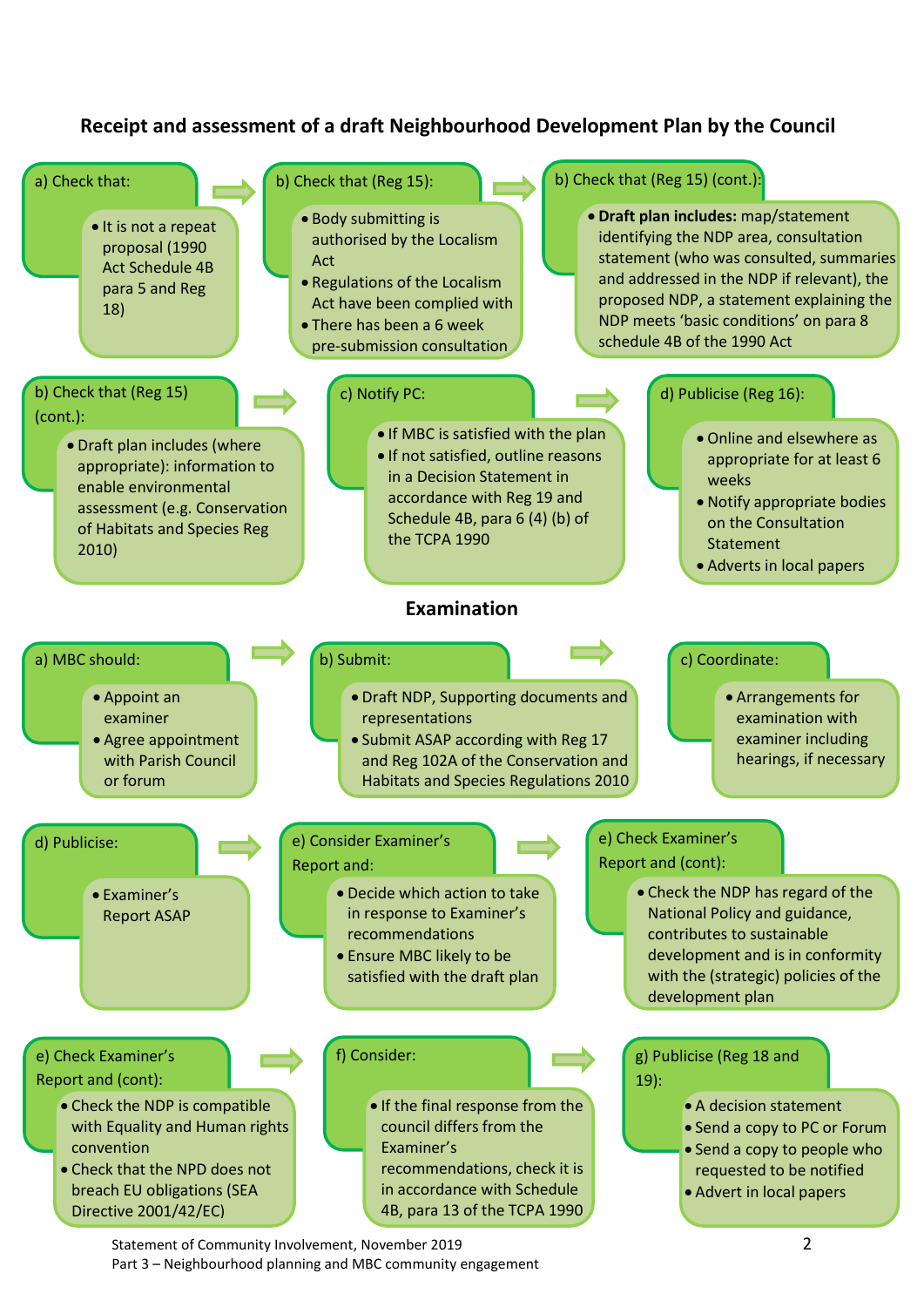## Receipt and assessment of a draft Neighbourhood Development Plan by the Council

**a) Check that:**

- It is not a repeat proposal (1990 Act Schedule 4B para 5 and Reg 18)

**b) Check that (Reg 15):**

- Body submitting is authorised by the Localism Act
- Regulations of the Localism Act have been complied with
- There has been a 6 week pre-submission consultation

**b) Check that (Reg 15) (cont.):**

- **Draft plan includes:** map/statement identifying the NDP area, consultation statement (who was consulted, summaries and addressed in the NDP if relevant), the proposed NDP, a statement explaining the NDP meets 'basic conditions' on para 8 schedule 4B of the 1990 Act

**b) Check that (Reg 15) (cont.):**

- Draft plan includes (where appropriate): information to enable environmental assessment (e.g. Conservation of Habitats and Species Reg 2010)

**c) Notify PC:**

- If MBC is satisfied with the plan
- If not satisfied, outline reasons in a Decision Statement in accordance with Reg 19 and Schedule 4B, para 6 (4) (b) of the TCPA 1990

**d) Publicise (Reg 16):**

- Online and elsewhere as appropriate for at least 6 weeks
- Notify appropriate bodies on the Consultation Statement
- Adverts in local papers

## Examination

**a) MBC should:**

- Appoint an examiner
- Agree appointment with Parish Council or forum

**b) Submit:**

- Draft NDP, Supporting documents and representations
- Submit ASAP according with Reg 17 and Reg 102A of the Conservation and Habitats and Species Regulations 2010

**c) Coordinate:**

- Arrangements for examination with examiner including hearings, if necessary

**d) Publicise:**

- Examiner's Report ASAP

**e) Consider Examiner's Report and:**

- Decide which action to take in response to Examiner's recommendations
- Ensure MBC likely to be satisfied with the draft plan

**e) Check Examiner's Report and (cont):**

- Check the NDP has regard of the National Policy and guidance, contributes to sustainable development and is in conformity with the (strategic) policies of the development plan

**e) Check Examiner's Report and (cont):**

- Check the NDP is compatible with Equality and Human rights convention
- Check that the NPD does not breach EU obligations (SEA Directive 2001/42/EC)

**f) Consider:**

- If the final response from the council differs from the Examiner's recommendations, check it is in accordance with Schedule 4B, para 13 of the TCPA 1990

**g) Publicise (Reg 18 and 19):**

- A decision statement
- Send a copy to PC or Forum
- Send a copy to people who requested to be notified
- Advert in local papers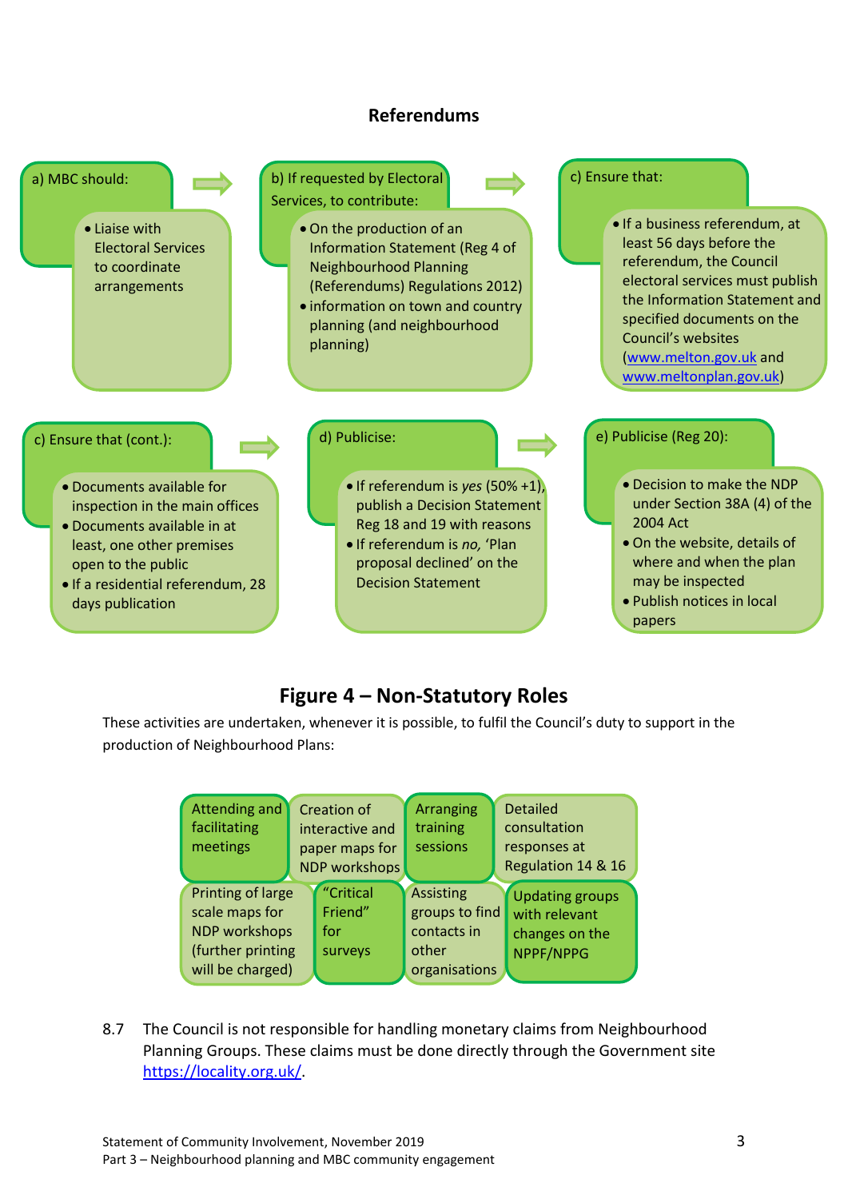## Referendums

a) MBC should:

- Liaise with Electoral Services to coordinate arrangements

b) If requested by Electoral Services, to contribute:

- On the production of an Information Statement (Reg 4 of Neighbourhood Planning (Referendums) Regulations 2012)
- information on town and country planning (and neighbourhood planning)

c) Ensure that:

- If a business referendum, at least 56 days before the referendum, the Council electoral services must publish the Information Statement and specified documents on the Council's websites (www.melton.gov.uk and www.meltonplan.gov.uk)

c) Ensure that (cont.):

- Documents available for inspection in the main offices
- Documents available in at least, one other premises open to the public
- If a residential referendum, 28 days publication

d) Publicise:

- If referendum is *yes* (50% +1), publish a Decision Statement Reg 18 and 19 with reasons
- If referendum is *no*, 'Plan proposal declined' on the Decision Statement

e) Publicise (Reg 20):

- Decision to make the NDP under Section 38A (4) of the 2004 Act
- On the website, details of where and when the plan may be inspected
- Publish notices in local papers

## Figure 4 – Non-Statutory Roles

These activities are undertaken, whenever it is possible, to fulfil the Council's duty to support in the production of Neighbourhood Plans:

- Attending and facilitating meetings
- Creation of interactive and paper maps for NDP workshops
- Arranging training sessions
- Detailed consultation responses at Regulation 14 & 16
- Printing of large scale maps for NDP workshops (further printing will be charged)
- "Critical Friend" for surveys
- Assisting groups to find contacts in other organisations
- Updating groups with relevant changes on the NPPF/NPPG

8.7 The Council is not responsible for handling monetary claims from Neighbourhood Planning Groups. These claims must be done directly through the Government site https://locality.org.uk/.